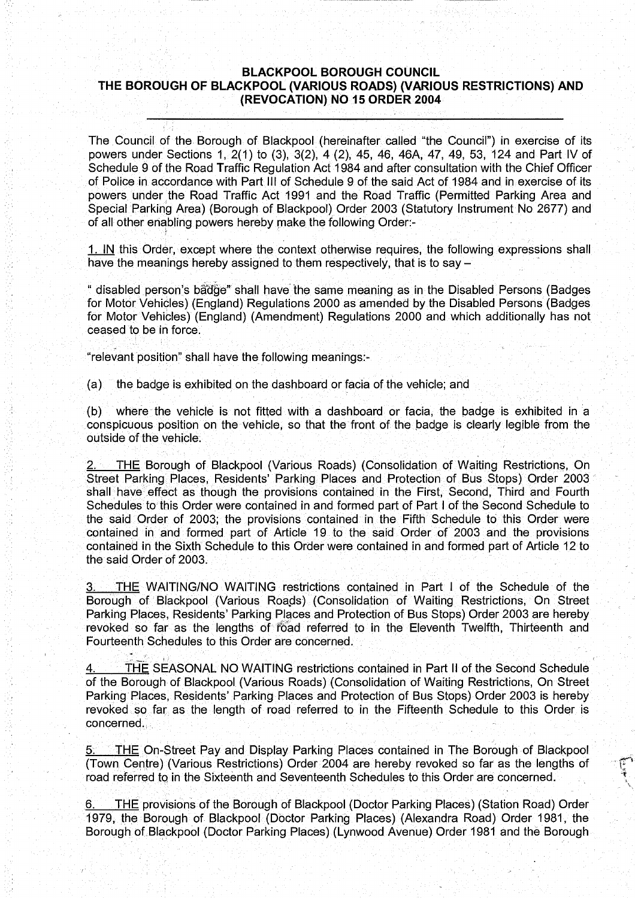# BLACKPOOL BOROUGH COUNCIL
## THE BOROUGH OF BLACKPOOL (VARIOUS ROADS) (VARIOUS RESTRICTIONS) AND (REVOCATION) NO 15 ORDER 2004

The Council of the Borough of Blackpool (hereinafter called "the Council") in exercise of its powers under Sections 1, 2(1) to (3), 3(2), 4 (2), 45, 46, 46A, 47, 49, 53, 124 and Part IV of Schedule 9 of the Road Traffic Regulation Act 1984 and after consultation with the Chief Officer of Police in accordance with Part III of Schedule 9 of the said Act of 1984 and in exercise of its powers under the Road Traffic Act 1991 and the Road Traffic (Permitted Parking Area and Special Parking Area) (Borough of Blackpool) Order 2003 (Statutory Instrument No 2677) and of all other enabling powers hereby make the following Order:-

1. IN this Order, except where the context otherwise requires, the following expressions shall have the meanings hereby assigned to them respectively, that is to say –

" disabled person's badge" shall have the same meaning as in the Disabled Persons (Badges for Motor Vehicles) (England) Regulations 2000 as amended by the Disabled Persons (Badges for Motor Vehicles) (England) (Amendment) Regulations 2000 and which additionally has not ceased to be in force.

"relevant position" shall have the following meanings:-

(a) the badge is exhibited on the dashboard or facia of the vehicle; and

(b) where the vehicle is not fitted with a dashboard or facia, the badge is exhibited in a conspicuous position on the vehicle, so that the front of the badge is clearly legible from the outside of the vehicle.

2. THE Borough of Blackpool (Various Roads) (Consolidation of Waiting Restrictions, On Street Parking Places, Residents' Parking Places and Protection of Bus Stops) Order 2003 shall have effect as though the provisions contained in the First, Second, Third and Fourth Schedules to this Order were contained in and formed part of Part I of the Second Schedule to the said Order of 2003; the provisions contained in the Fifth Schedule to this Order were contained in and formed part of Article 19 to the said Order of 2003 and the provisions contained in the Sixth Schedule to this Order were contained in and formed part of Article 12 to the said Order of 2003.

3. THE WAITING/NO WAITING restrictions contained in Part I of the Schedule of the Borough of Blackpool (Various Roads) (Consolidation of Waiting Restrictions, On Street Parking Places, Residents' Parking Places and Protection of Bus Stops) Order 2003 are hereby revoked so far as the lengths of road referred to in the Eleventh Twelfth, Thirteenth and Fourteenth Schedules to this Order are concerned.

4. THE SEASONAL NO WAITING restrictions contained in Part II of the Second Schedule of the Borough of Blackpool (Various Roads) (Consolidation of Waiting Restrictions, On Street Parking Places, Residents' Parking Places and Protection of Bus Stops) Order 2003 is hereby revoked so far as the length of road referred to in the Fifteenth Schedule to this Order is concerned.

5. THE On-Street Pay and Display Parking Places contained in The Borough of Blackpool (Town Centre) (Various Restrictions) Order 2004 are hereby revoked so far as the lengths of road referred to in the Sixteenth and Seventeenth Schedules to this Order are concerned.

6. THE provisions of the Borough of Blackpool (Doctor Parking Places) (Station Road) Order 1979, the Borough of Blackpool (Doctor Parking Places) (Alexandra Road) Order 1981, the Borough of Blackpool (Doctor Parking Places) (Lynwood Avenue) Order 1981 and the Borough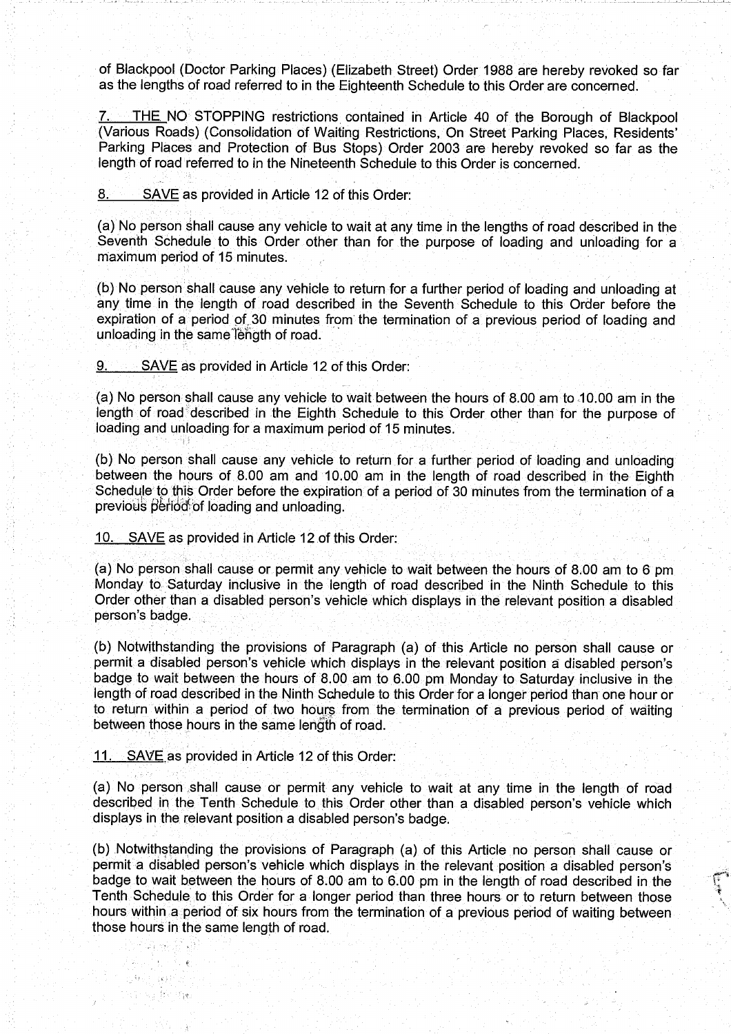of Blackpool (Doctor Parking Places) (Elizabeth Street) Order 1988 are hereby revoked so far as the lengths of road referred to in the Eighteenth Schedule to this Order are concerned.

7. THE NO STOPPING restrictions contained in Article 40 of the Borough of Blackpool (Various Roads) (Consolidation of Waiting Restrictions, On Street Parking Places, Residents' Parking Places and Protection of Bus Stops) Order 2003 are hereby revoked so far as the length of road referred to in the Nineteenth Schedule to this Order is concerned.

8. SAVE as provided in Article 12 of this Order:

(a) No person shall cause any vehicle to wait at any time in the lengths of road described in the Seventh Schedule to this Order other than for the purpose of loading and unloading for a maximum period of 15 minutes.

(b) No person shall cause any vehicle to return for a further period of loading and unloading at any time in the length of road described in the Seventh Schedule to this Order before the expiration of a period of 30 minutes from the termination of a previous period of loading and unloading in the same length of road.

9. SAVE as provided in Article 12 of this Order:

(a) No person shall cause any vehicle to wait between the hours of 8.00 am to 10.00 am in the length of road described in the Eighth Schedule to this Order other than for the purpose of loading and unloading for a maximum period of 15 minutes.

(b) No person shall cause any vehicle to return for a further period of loading and unloading between the hours of 8.00 am and 10.00 am in the length of road described in the Eighth Schedule to this Order before the expiration of a period of 30 minutes from the termination of a previous period of loading and unloading.

10. SAVE as provided in Article 12 of this Order:

(a) No person shall cause or permit any vehicle to wait between the hours of 8.00 am to 6 pm Monday to Saturday inclusive in the length of road described in the Ninth Schedule to this Order other than a disabled person's vehicle which displays in the relevant position a disabled person's badge.

(b) Notwithstanding the provisions of Paragraph (a) of this Article no person shall cause or permit a disabled person's vehicle which displays in the relevant position a disabled person's badge to wait between the hours of 8.00 am to 6.00 pm Monday to Saturday inclusive in the length of road described in the Ninth Schedule to this Order for a longer period than one hour or to return within a period of two hours from the termination of a previous period of waiting between those hours in the same length of road.

11. SAVE as provided in Article 12 of this Order:

(a) No person shall cause or permit any vehicle to wait at any time in the length of road described in the Tenth Schedule to this Order other than a disabled person's vehicle which displays in the relevant position a disabled person's badge.

(b) Notwithstanding the provisions of Paragraph (a) of this Article no person shall cause or permit a disabled person's vehicle which displays in the relevant position a disabled person's badge to wait between the hours of 8.00 am to 6.00 pm in the length of road described in the Tenth Schedule to this Order for a longer period than three hours or to return between those hours within a period of six hours from the termination of a previous period of waiting between those hours in the same length of road.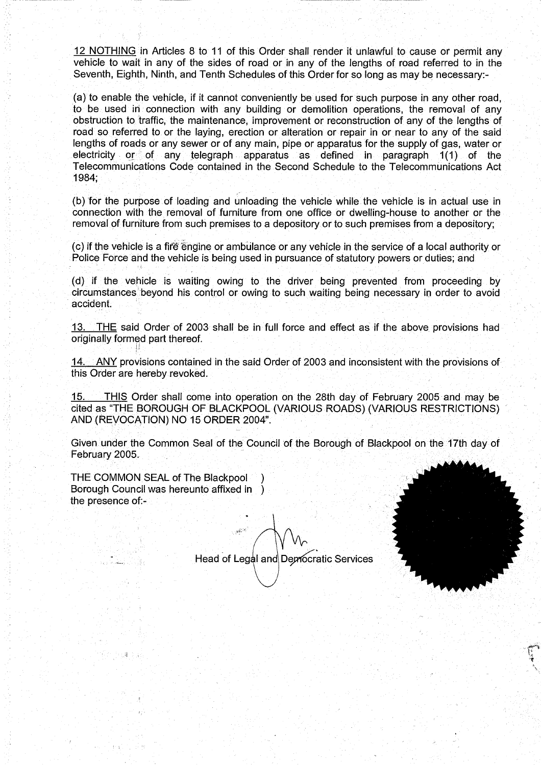12 NOTHING in Articles 8 to 11 of this Order shall render it unlawful to cause or permit any vehicle to wait in any of the sides of road or in any of the lengths of road referred to in the Seventh, Eighth, Ninth, and Tenth Schedules of this Order for so long as may be necessary:-

(a) to enable the vehicle, if it cannot conveniently be used for such purpose in any other road, to be used in connection with any building or demolition operations, the removal of any obstruction to traffic, the maintenance, improvement or reconstruction of any of the lengths of road so referred to or the laying, erection or alteration or repair in or near to any of the said lengths of roads or any sewer or of any main, pipe or apparatus for the supply of gas, water or electricity or of any telegraph apparatus as defined in paragraph 1(1) of the Telecommunications Code contained in the Second Schedule to the Telecommunications Act 1984;

(b) for the purpose of loading and unloading the vehicle while the vehicle is in actual use in connection with the removal of furniture from one office or dwelling-house to another or the removal of furniture from such premises to a depository or to such premises from a depository;

(c) if the vehicle is a fire engine or ambulance or any vehicle in the service of a local authority or Police Force and the vehicle is being used in pursuance of statutory powers or duties; and

(d) if the vehicle is waiting owing to the driver being prevented from proceeding by circumstances beyond his control or owing to such waiting being necessary in order to avoid accident.

13. THE said Order of 2003 shall be in full force and effect as if the above provisions had originally formed part thereof.

14. ANY provisions contained in the said Order of 2003 and inconsistent with the provisions of this Order are hereby revoked.

15. THIS Order shall come into operation on the 28th day of February 2005 and may be cited as "THE BOROUGH OF BLACKPOOL (VARIOUS ROADS) (VARIOUS RESTRICTIONS) AND (REVOCATION) NO 15 ORDER 2004".

Given under the Common Seal of the Council of the Borough of Blackpool on the 17th day of February 2005.

THE COMMON SEAL of The Blackpool )
Borough Council was hereunto affixed in )
the presence of:-

Head of Legal and Democratic Services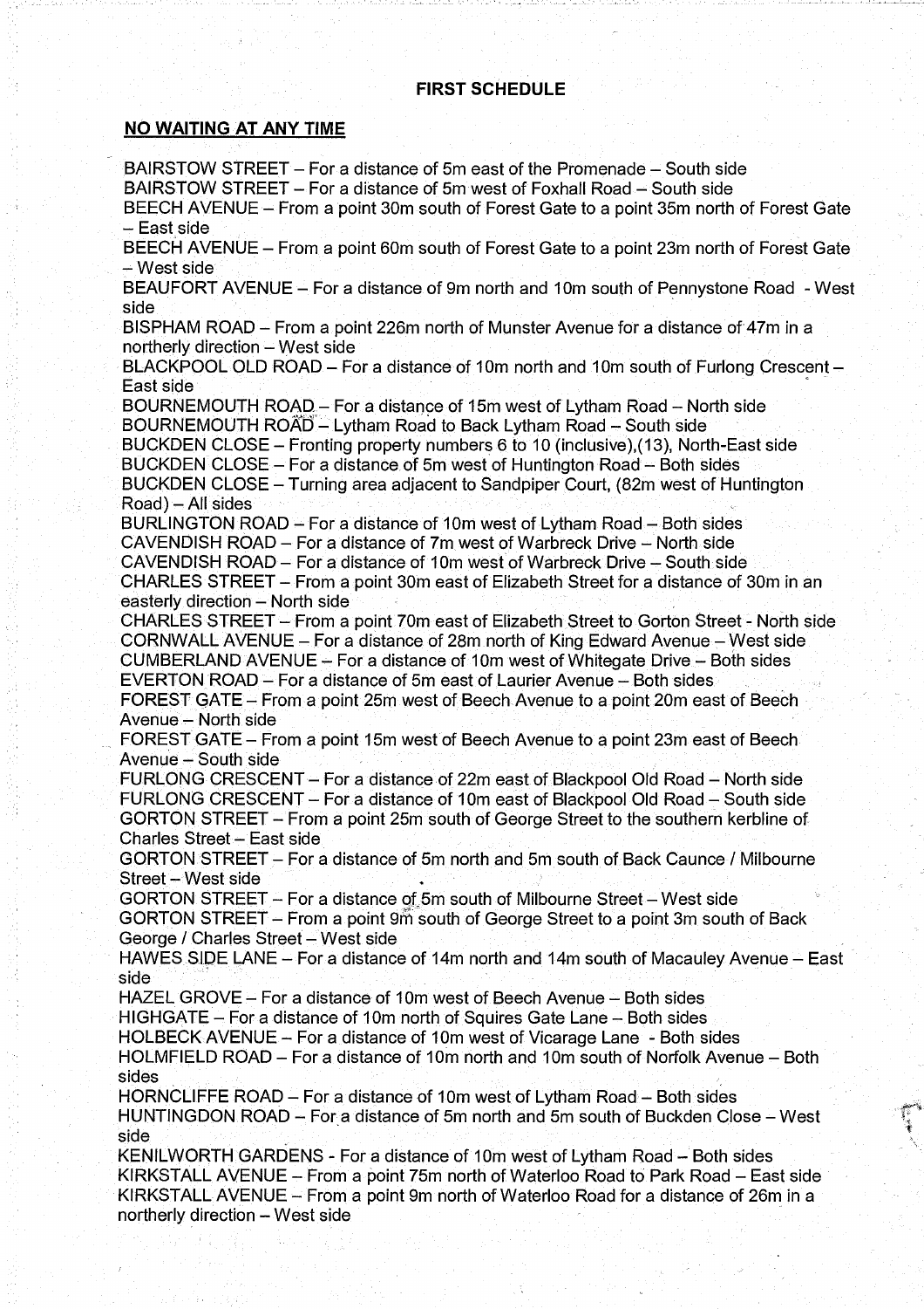## FIRST SCHEDULE

### NO WAITING AT ANY TIME

BAIRSTOW STREET – For a distance of 5m east of the Promenade – South side
BAIRSTOW STREET – For a distance of 5m west of Foxhall Road – South side
BEECH AVENUE – From a point 30m south of Forest Gate to a point 35m north of Forest Gate – East side
BEECH AVENUE – From a point 60m south of Forest Gate to a point 23m north of Forest Gate – West side
BEAUFORT AVENUE – For a distance of 9m north and 10m south of Pennystone Road - West side
BISPHAM ROAD – From a point 226m north of Munster Avenue for a distance of 47m in a northerly direction – West side
BLACKPOOL OLD ROAD – For a distance of 10m north and 10m south of Furlong Crescent – East side
BOURNEMOUTH ROAD – For a distance of 15m west of Lytham Road – North side
BOURNEMOUTH ROAD – Lytham Road to Back Lytham Road – South side
BUCKDEN CLOSE – Fronting property numbers 6 to 10 (inclusive),(13), North-East side
BUCKDEN CLOSE – For a distance of 5m west of Huntington Road – Both sides
BUCKDEN CLOSE – Turning area adjacent to Sandpiper Court, (82m west of Huntington Road) – All sides
BURLINGTON ROAD – For a distance of 10m west of Lytham Road – Both sides
CAVENDISH ROAD – For a distance of 7m west of Warbreck Drive – North side
CAVENDISH ROAD – For a distance of 10m west of Warbreck Drive – South side
CHARLES STREET – From a point 30m east of Elizabeth Street for a distance of 30m in an easterly direction – North side
CHARLES STREET – From a point 70m east of Elizabeth Street to Gorton Street - North side
CORNWALL AVENUE – For a distance of 28m north of King Edward Avenue – West side
CUMBERLAND AVENUE – For a distance of 10m west of Whitegate Drive – Both sides
EVERTON ROAD – For a distance of 5m east of Laurier Avenue – Both sides
FOREST GATE – From a point 25m west of Beech Avenue to a point 20m east of Beech Avenue – North side
FOREST GATE – From a point 15m west of Beech Avenue to a point 23m east of Beech Avenue – South side
FURLONG CRESCENT – For a distance of 22m east of Blackpool Old Road – North side
FURLONG CRESCENT – For a distance of 10m east of Blackpool Old Road – South side
GORTON STREET – From a point 25m south of George Street to the southern kerbline of Charles Street – East side
GORTON STREET – For a distance of 5m north and 5m south of Back Caunce / Milbourne Street – West side
GORTON STREET – For a distance of 5m south of Milbourne Street – West side
GORTON STREET – From a point 9m south of George Street to a point 3m south of Back George / Charles Street – West side
HAWES SIDE LANE – For a distance of 14m north and 14m south of Macauley Avenue – East side
HAZEL GROVE – For a distance of 10m west of Beech Avenue – Both sides
HIGHGATE – For a distance of 10m north of Squires Gate Lane – Both sides
HOLBECK AVENUE – For a distance of 10m west of Vicarage Lane - Both sides
HOLMFIELD ROAD – For a distance of 10m north and 10m south of Norfolk Avenue – Both sides
HORNCLIFFE ROAD – For a distance of 10m west of Lytham Road – Both sides
HUNTINGDON ROAD – For a distance of 5m north and 5m south of Buckden Close – West side
KENILWORTH GARDENS - For a distance of 10m west of Lytham Road – Both sides
KIRKSTALL AVENUE – From a point 75m north of Waterloo Road to Park Road – East side
KIRKSTALL AVENUE – From a point 9m north of Waterloo Road for a distance of 26m in a northerly direction – West side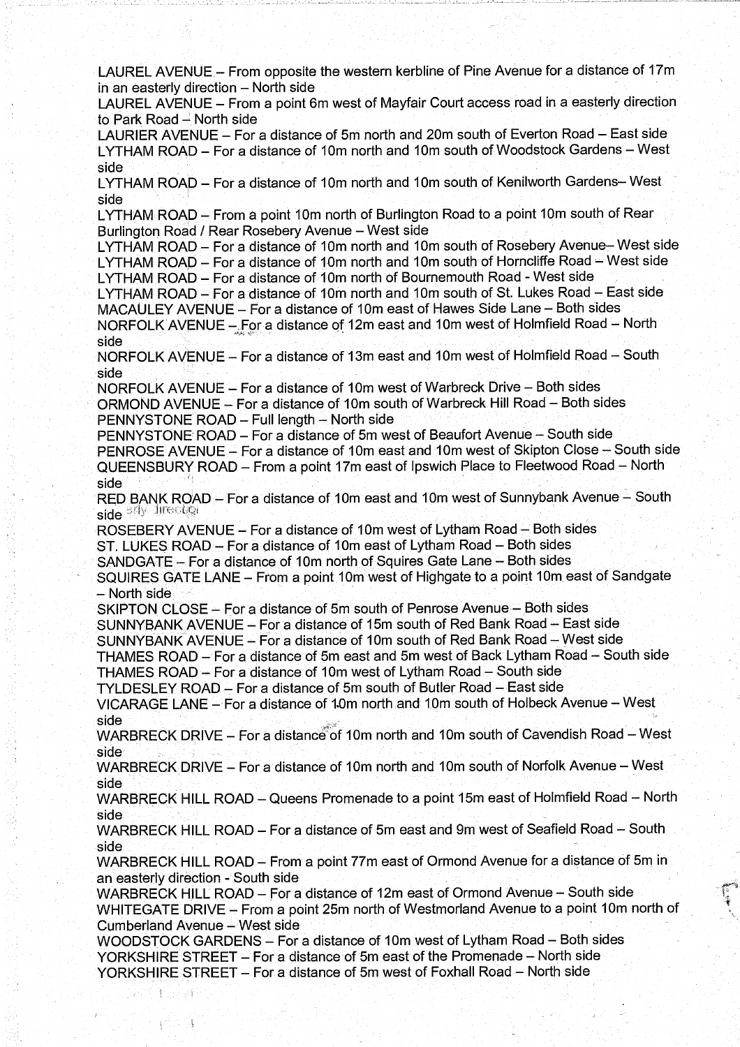LAUREL AVENUE – From opposite the western kerbline of Pine Avenue for a distance of 17m in an easterly direction – North side

LAUREL AVENUE – From a point 6m west of Mayfair Court access road in a easterly direction to Park Road – North side

LAURIER AVENUE – For a distance of 5m north and 20m south of Everton Road – East side

LYTHAM ROAD – For a distance of 10m north and 10m south of Woodstock Gardens – West side

LYTHAM ROAD – For a distance of 10m north and 10m south of Kenilworth Gardens– West side

LYTHAM ROAD – From a point 10m north of Burlington Road to a point 10m south of Rear Burlington Road / Rear Rosebery Avenue – West side

LYTHAM ROAD – For a distance of 10m north and 10m south of Rosebery Avenue– West side

LYTHAM ROAD – For a distance of 10m north and 10m south of Horncliffe Road – West side

LYTHAM ROAD – For a distance of 10m north of Bournemouth Road - West side

LYTHAM ROAD – For a distance of 10m north and 10m south of St. Lukes Road – East side

MACAULEY AVENUE – For a distance of 10m east of Hawes Side Lane – Both sides

NORFOLK AVENUE – For a distance of 12m east and 10m west of Holmfield Road – North side

NORFOLK AVENUE – For a distance of 13m east and 10m west of Holmfield Road – South side

NORFOLK AVENUE – For a distance of 10m west of Warbreck Drive – Both sides

ORMOND AVENUE – For a distance of 10m south of Warbreck Hill Road – Both sides

PENNYSTONE ROAD – Full length – North side

PENNYSTONE ROAD – For a distance of 5m west of Beaufort Avenue – South side

PENROSE AVENUE – For a distance of 10m east and 10m west of Skipton Close – South side

QUEENSBURY ROAD – From a point 17m east of Ipswich Place to Fleetwood Road – North side

RED BANK ROAD – For a distance of 10m east and 10m west of Sunnybank Avenue – South side

ROSEBERY AVENUE – For a distance of 10m west of Lytham Road – Both sides

ST. LUKES ROAD – For a distance of 10m east of Lytham Road – Both sides

SANDGATE – For a distance of 10m north of Squires Gate Lane – Both sides

SQUIRES GATE LANE – From a point 10m west of Highgate to a point 10m east of Sandgate – North side

SKIPTON CLOSE – For a distance of 5m south of Penrose Avenue – Both sides

SUNNYBANK AVENUE – For a distance of 15m south of Red Bank Road – East side

SUNNYBANK AVENUE – For a distance of 10m south of Red Bank Road – West side

THAMES ROAD – For a distance of 5m east and 5m west of Back Lytham Road – South side

THAMES ROAD – For a distance of 10m west of Lytham Road – South side

TYLDESLEY ROAD – For a distance of 5m south of Butler Road – East side

VICARAGE LANE – For a distance of 10m north and 10m south of Holbeck Avenue – West side

WARBRECK DRIVE – For a distance of 10m north and 10m south of Cavendish Road – West side

WARBRECK DRIVE – For a distance of 10m north and 10m south of Norfolk Avenue – West side

WARBRECK HILL ROAD – Queens Promenade to a point 15m east of Holmfield Road – North side

WARBRECK HILL ROAD – For a distance of 5m east and 9m west of Seafield Road – South side

WARBRECK HILL ROAD – From a point 77m east of Ormond Avenue for a distance of 5m in an easterly direction - South side

WARBRECK HILL ROAD – For a distance of 12m east of Ormond Avenue – South side

WHITEGATE DRIVE – From a point 25m north of Westmorland Avenue to a point 10m north of Cumberland Avenue – West side

WOODSTOCK GARDENS – For a distance of 10m west of Lytham Road – Both sides

YORKSHIRE STREET – For a distance of 5m east of the Promenade – North side

YORKSHIRE STREET – For a distance of 5m west of Foxhall Road – North side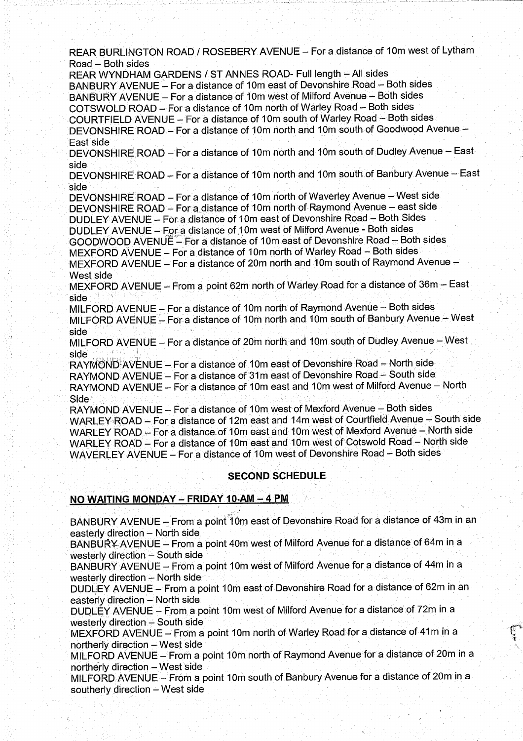REAR BURLINGTON ROAD / ROSEBERY AVENUE – For a distance of 10m west of Lytham Road – Both sides
REAR WYNDHAM GARDENS / ST ANNES ROAD- Full length – All sides
BANBURY AVENUE – For a distance of 10m east of Devonshire Road – Both sides
BANBURY AVENUE – For a distance of 10m west of Milford Avenue – Both sides
COTSWOLD ROAD – For a distance of 10m north of Warley Road – Both sides
COURTFIELD AVENUE – For a distance of 10m south of Warley Road – Both sides
DEVONSHIRE ROAD – For a distance of 10m north and 10m south of Goodwood Avenue – East side
DEVONSHIRE ROAD – For a distance of 10m north and 10m south of Dudley Avenue – East side
DEVONSHIRE ROAD – For a distance of 10m north and 10m south of Banbury Avenue – East side
DEVONSHIRE ROAD – For a distance of 10m north of Waverley Avenue – West side
DEVONSHIRE ROAD – For a distance of 10m north of Raymond Avenue – east side
DUDLEY AVENUE – For a distance of 10m east of Devonshire Road – Both Sides
DUDLEY AVENUE – For a distance of 10m west of Milford Avenue - Both sides
GOODWOOD AVENUE – For a distance of 10m east of Devonshire Road – Both sides
MEXFORD AVENUE – For a distance of 10m north of Warley Road – Both sides
MEXFORD AVENUE – For a distance of 20m north and 10m south of Raymond Avenue – West side
MEXFORD AVENUE – From a point 62m north of Warley Road for a distance of 36m – East side
MILFORD AVENUE – For a distance of 10m north of Raymond Avenue – Both sides
MILFORD AVENUE – For a distance of 10m north and 10m south of Banbury Avenue – West side
MILFORD AVENUE – For a distance of 20m north and 10m south of Dudley Avenue – West side
RAYMOND AVENUE – For a distance of 10m east of Devonshire Road – North side
RAYMOND AVENUE – For a distance of 31m east of Devonshire Road – South side
RAYMOND AVENUE – For a distance of 10m east and 10m west of Milford Avenue – North Side
RAYMOND AVENUE – For a distance of 10m west of Mexford Avenue – Both sides
WARLEY ROAD – For a distance of 12m east and 14m west of Courtfield Avenue – South side
WARLEY ROAD – For a distance of 10m east and 10m west of Mexford Avenue – North side
WARLEY ROAD – For a distance of 10m east and 10m west of Cotswold Road – North side
WAVERLEY AVENUE – For a distance of 10m west of Devonshire Road – Both sides

## SECOND SCHEDULE

**NO WAITING MONDAY – FRIDAY 10 AM – 4 PM**

BANBURY AVENUE – From a point 10m east of Devonshire Road for a distance of 43m in an easterly direction – North side
BANBURY AVENUE – From a point 40m west of Milford Avenue for a distance of 64m in a westerly direction – South side
BANBURY AVENUE – From a point 10m west of Milford Avenue for a distance of 44m in a westerly direction – North side
DUDLEY AVENUE – From a point 10m east of Devonshire Road for a distance of 62m in an easterly direction – North side
DUDLEY AVENUE – From a point 10m west of Milford Avenue for a distance of 72m in a westerly direction – South side
MEXFORD AVENUE – From a point 10m north of Warley Road for a distance of 41m in a northerly direction – West side
MILFORD AVENUE – From a point 10m north of Raymond Avenue for a distance of 20m in a northerly direction – West side
MILFORD AVENUE – From a point 10m south of Banbury Avenue for a distance of 20m in a southerly direction – West side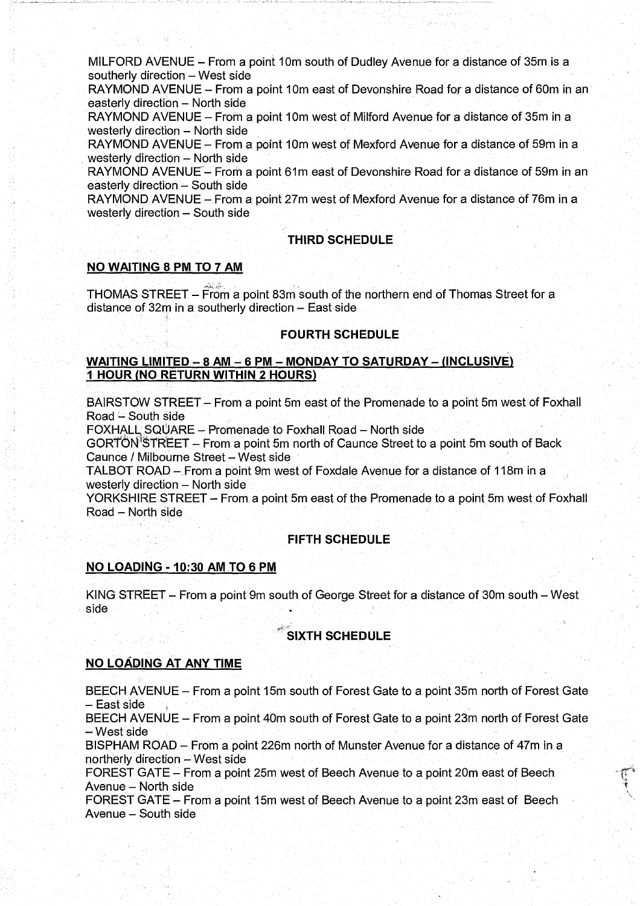MILFORD AVENUE – From a point 10m south of Dudley Avenue for a distance of 35m is a southerly direction – West side
RAYMOND AVENUE – From a point 10m east of Devonshire Road for a distance of 60m in an easterly direction – North side
RAYMOND AVENUE – From a point 10m west of Milford Avenue for a distance of 35m in a westerly direction – North side
RAYMOND AVENUE – From a point 10m west of Mexford Avenue for a distance of 59m in a westerly direction – North side
RAYMOND AVENUE – From a point 61m east of Devonshire Road for a distance of 59m in an easterly direction – South side
RAYMOND AVENUE – From a point 27m west of Mexford Avenue for a distance of 76m in a westerly direction – South side

## THIRD SCHEDULE

### NO WAITING 8 PM TO 7 AM

THOMAS STREET – From a point 83m south of the northern end of Thomas Street for a distance of 32m in a southerly direction – East side

## FOURTH SCHEDULE

### WAITING LIMITED – 8 AM – 6 PM – MONDAY TO SATURDAY – (INCLUSIVE) 1 HOUR (NO RETURN WITHIN 2 HOURS)

BAIRSTOW STREET – From a point 5m east of the Promenade to a point 5m west of Foxhall Road – South side
FOXHALL SQUARE – Promenade to Foxhall Road – North side
GORTON STREET – From a point 5m north of Caunce Street to a point 5m south of Back Caunce / Milbourne Street – West side
TALBOT ROAD – From a point 9m west of Foxdale Avenue for a distance of 118m in a westerly direction – North side
YORKSHIRE STREET – From a point 5m east of the Promenade to a point 5m west of Foxhall Road – North side

## FIFTH SCHEDULE

### NO LOADING - 10:30 AM TO 6 PM

KING STREET – From a point 9m south of George Street for a distance of 30m south – West side

## SIXTH SCHEDULE

### NO LOADING AT ANY TIME

BEECH AVENUE – From a point 15m south of Forest Gate to a point 35m north of Forest Gate – East side
BEECH AVENUE – From a point 40m south of Forest Gate to a point 23m north of Forest Gate – West side
BISPHAM ROAD – From a point 226m north of Munster Avenue for a distance of 47m in a northerly direction – West side
FOREST GATE – From a point 25m west of Beech Avenue to a point 20m east of Beech Avenue – North side
FOREST GATE – From a point 15m west of Beech Avenue to a point 23m east of Beech Avenue – South side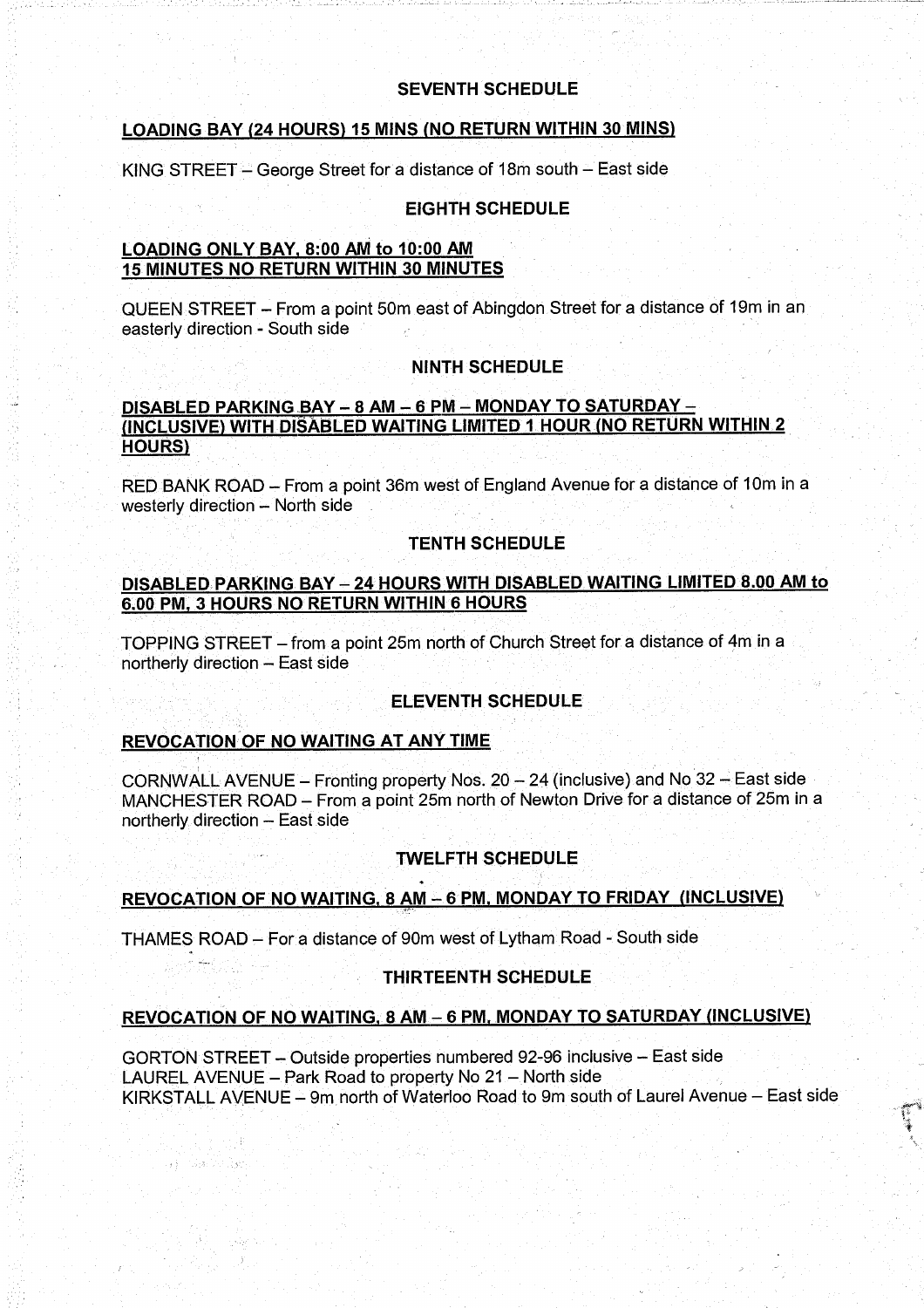## SEVENTH SCHEDULE

**LOADING BAY (24 HOURS) 15 MINS (NO RETURN WITHIN 30 MINS)**

KING STREET – George Street for a distance of 18m south – East side

## EIGHTH SCHEDULE

**LOADING ONLY BAY, 8:00 AM to 10:00 AM**
**15 MINUTES NO RETURN WITHIN 30 MINUTES**

QUEEN STREET – From a point 50m east of Abingdon Street for a distance of 19m in an easterly direction - South side

## NINTH SCHEDULE

**DISABLED PARKING BAY – 8 AM – 6 PM – MONDAY TO SATURDAY – (INCLUSIVE) WITH DISABLED WAITING LIMITED 1 HOUR (NO RETURN WITHIN 2 HOURS)**

RED BANK ROAD – From a point 36m west of England Avenue for a distance of 10m in a westerly direction – North side

## TENTH SCHEDULE

**DISABLED PARKING BAY – 24 HOURS WITH DISABLED WAITING LIMITED 8.00 AM to 6.00 PM, 3 HOURS NO RETURN WITHIN 6 HOURS**

TOPPING STREET – from a point 25m north of Church Street for a distance of 4m in a northerly direction – East side

## ELEVENTH SCHEDULE

**REVOCATION OF NO WAITING AT ANY TIME**

CORNWALL AVENUE – Fronting property Nos. 20 – 24 (inclusive) and No 32 – East side
MANCHESTER ROAD – From a point 25m north of Newton Drive for a distance of 25m in a northerly direction – East side

## TWELFTH SCHEDULE

**REVOCATION OF NO WAITING, 8 AM – 6 PM, MONDAY TO FRIDAY (INCLUSIVE)**

THAMES ROAD – For a distance of 90m west of Lytham Road - South side

## THIRTEENTH SCHEDULE

**REVOCATION OF NO WAITING, 8 AM – 6 PM, MONDAY TO SATURDAY (INCLUSIVE)**

GORTON STREET – Outside properties numbered 92-96 inclusive – East side
LAUREL AVENUE – Park Road to property No 21 – North side
KIRKSTALL AVENUE – 9m north of Waterloo Road to 9m south of Laurel Avenue – East side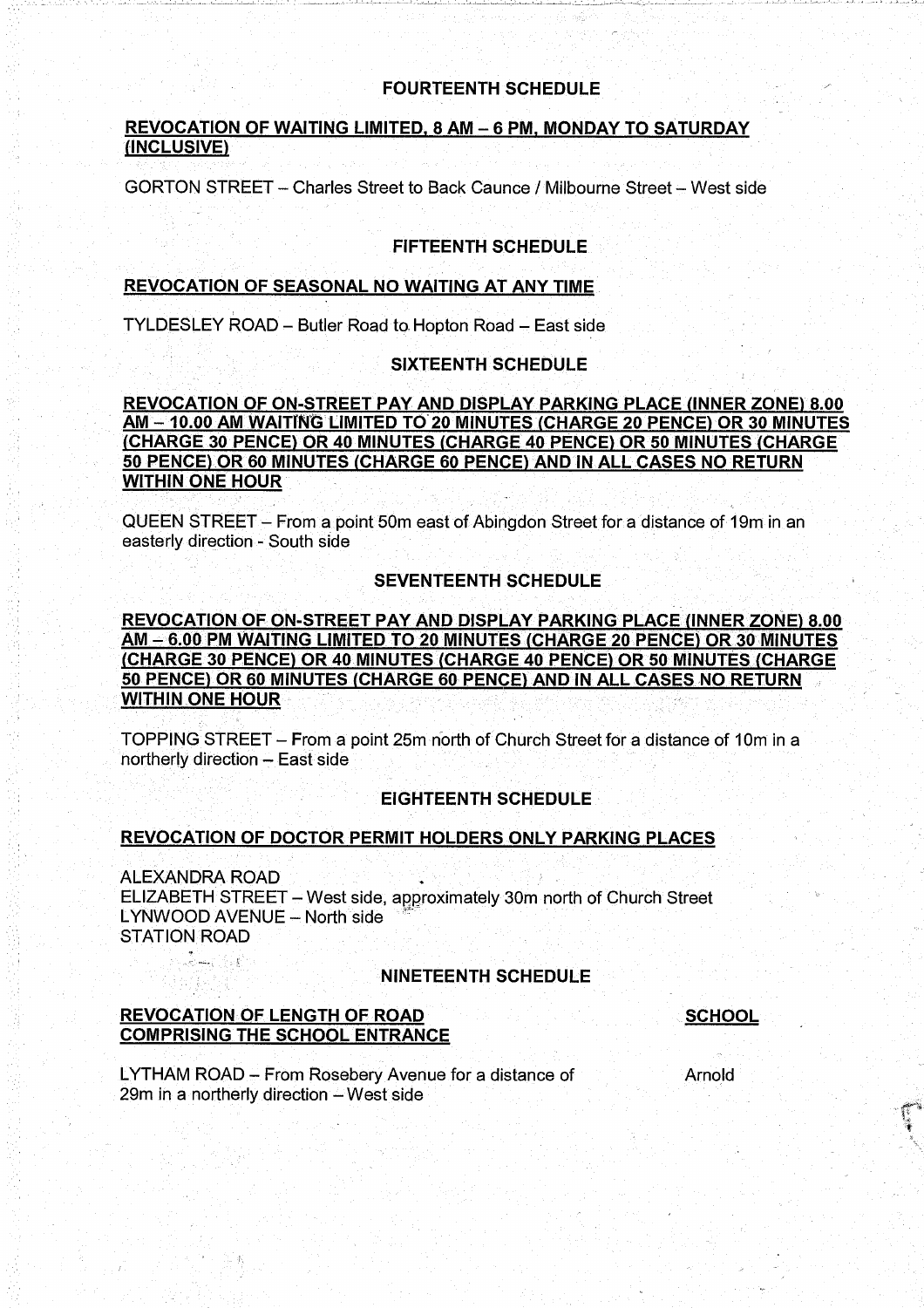## FOURTEENTH SCHEDULE

**REVOCATION OF WAITING LIMITED, 8 AM – 6 PM, MONDAY TO SATURDAY (INCLUSIVE)**

GORTON STREET – Charles Street to Back Caunce / Milbourne Street – West side

## FIFTEENTH SCHEDULE

**REVOCATION OF SEASONAL NO WAITING AT ANY TIME**

TYLDESLEY ROAD – Butler Road to Hopton Road – East side

## SIXTEENTH SCHEDULE

**REVOCATION OF ON-STREET PAY AND DISPLAY PARKING PLACE (INNER ZONE) 8.00 AM – 10.00 AM WAITING LIMITED TO 20 MINUTES (CHARGE 20 PENCE) OR 30 MINUTES (CHARGE 30 PENCE) OR 40 MINUTES (CHARGE 40 PENCE) OR 50 MINUTES (CHARGE 50 PENCE) OR 60 MINUTES (CHARGE 60 PENCE) AND IN ALL CASES NO RETURN WITHIN ONE HOUR**

QUEEN STREET – From a point 50m east of Abingdon Street for a distance of 19m in an easterly direction - South side

## SEVENTEENTH SCHEDULE

**REVOCATION OF ON-STREET PAY AND DISPLAY PARKING PLACE (INNER ZONE) 8.00 AM – 6.00 PM WAITING LIMITED TO 20 MINUTES (CHARGE 20 PENCE) OR 30 MINUTES (CHARGE 30 PENCE) OR 40 MINUTES (CHARGE 40 PENCE) OR 50 MINUTES (CHARGE 50 PENCE) OR 60 MINUTES (CHARGE 60 PENCE) AND IN ALL CASES NO RETURN WITHIN ONE HOUR**

TOPPING STREET – From a point 25m north of Church Street for a distance of 10m in a northerly direction – East side

## EIGHTEENTH SCHEDULE

**REVOCATION OF DOCTOR PERMIT HOLDERS ONLY PARKING PLACES**

ALEXANDRA ROAD
ELIZABETH STREET – West side, approximately 30m north of Church Street
LYNWOOD AVENUE – North side
STATION ROAD

## NINETEENTH SCHEDULE

| **REVOCATION OF LENGTH OF ROAD COMPRISING THE SCHOOL ENTRANCE** | **SCHOOL** |
|---|---|
| LYTHAM ROAD – From Rosebery Avenue for a distance of 29m in a northerly direction – West side | Arnold |